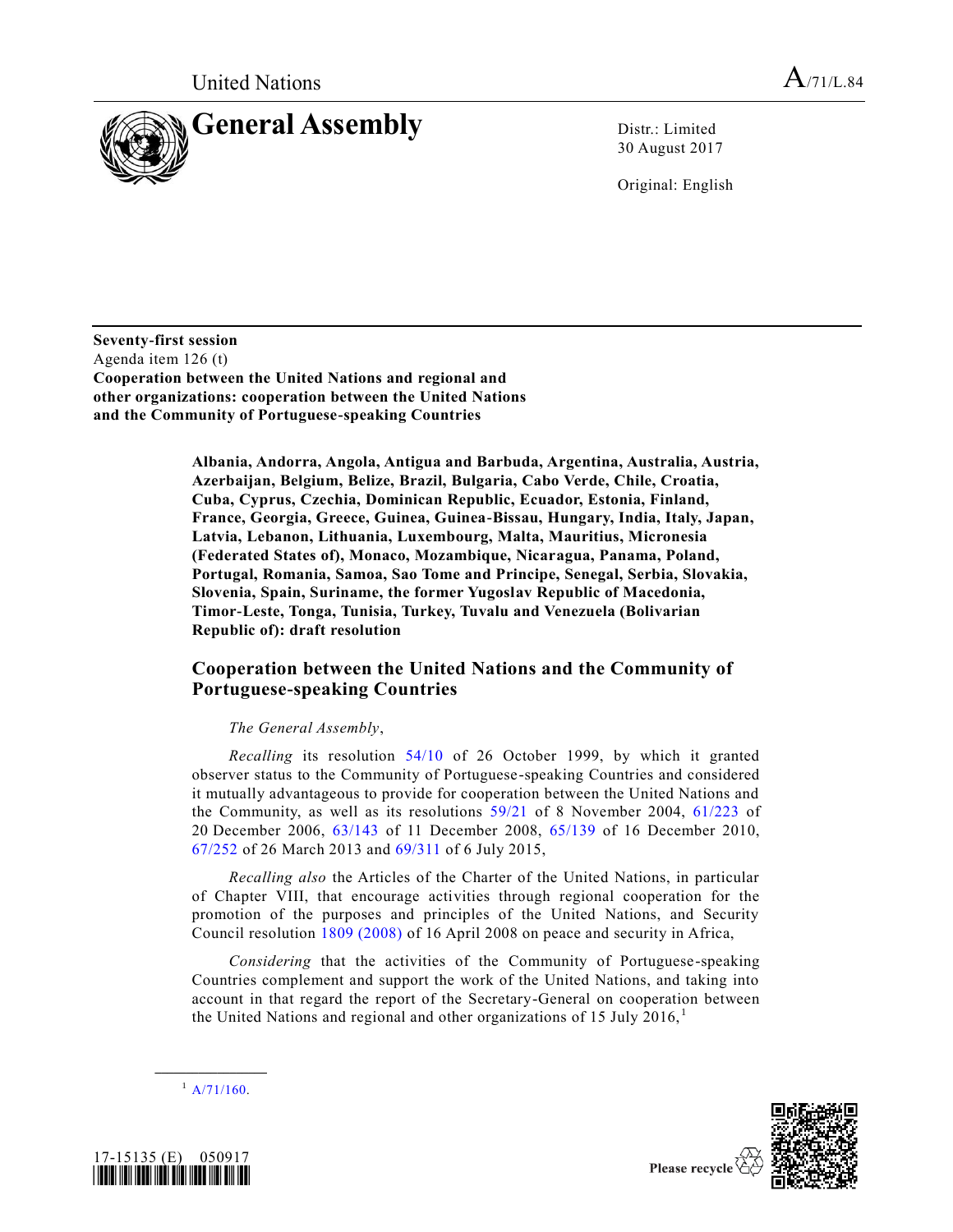United Nations

A/71/L.84

# General Assembly

Distr.: Limited
30 August 2017

Original: English

**Seventy-first session**
Agenda item 126 (t)
**Cooperation between the United Nations and regional and other organizations: cooperation between the United Nations and the Community of Portuguese-speaking Countries**

**Albania, Andorra, Angola, Antigua and Barbuda, Argentina, Australia, Austria, Azerbaijan, Belgium, Belize, Brazil, Bulgaria, Cabo Verde, Chile, Croatia, Cuba, Cyprus, Czechia, Dominican Republic, Ecuador, Estonia, Finland, France, Georgia, Greece, Guinea, Guinea-Bissau, Hungary, India, Italy, Japan, Latvia, Lebanon, Lithuania, Luxembourg, Malta, Mauritius, Micronesia (Federated States of), Monaco, Mozambique, Nicaragua, Panama, Poland, Portugal, Romania, Samoa, Sao Tome and Principe, Senegal, Serbia, Slovakia, Slovenia, Spain, Suriname, the former Yugoslav Republic of Macedonia, Timor-Leste, Tonga, Tunisia, Turkey, Tuvalu and Venezuela (Bolivarian Republic of): draft resolution**

## Cooperation between the United Nations and the Community of Portuguese-speaking Countries

*The General Assembly*,

*Recalling* its resolution 54/10 of 26 October 1999, by which it granted observer status to the Community of Portuguese-speaking Countries and considered it mutually advantageous to provide for cooperation between the United Nations and the Community, as well as its resolutions 59/21 of 8 November 2004, 61/223 of 20 December 2006, 63/143 of 11 December 2008, 65/139 of 16 December 2010, 67/252 of 26 March 2013 and 69/311 of 6 July 2015,

*Recalling also* the Articles of the Charter of the United Nations, in particular of Chapter VIII, that encourage activities through regional cooperation for the promotion of the purposes and principles of the United Nations, and Security Council resolution 1809 (2008) of 16 April 2008 on peace and security in Africa,

*Considering* that the activities of the Community of Portuguese-speaking Countries complement and support the work of the United Nations, and taking into account in that regard the report of the Secretary-General on cooperation between the United Nations and regional and other organizations of 15 July 2016,[1]

[1] A/71/160.

17-15135 (E) 050917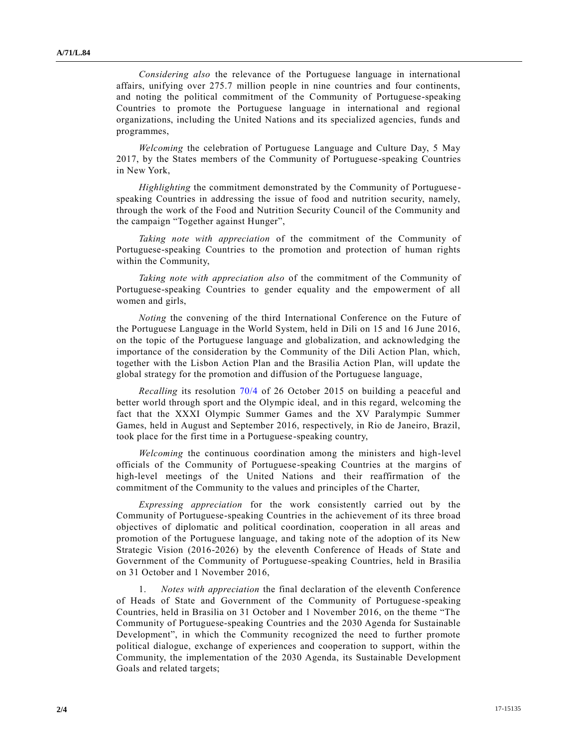*Considering also* the relevance of the Portuguese language in international affairs, unifying over 275.7 million people in nine countries and four continents, and noting the political commitment of the Community of Portuguese-speaking Countries to promote the Portuguese language in international and regional organizations, including the United Nations and its specialized agencies, funds and programmes,

*Welcoming* the celebration of Portuguese Language and Culture Day, 5 May 2017, by the States members of the Community of Portuguese-speaking Countries in New York,

*Highlighting* the commitment demonstrated by the Community of Portuguese-speaking Countries in addressing the issue of food and nutrition security, namely, through the work of the Food and Nutrition Security Council of the Community and the campaign "Together against Hunger",

*Taking note with appreciation* of the commitment of the Community of Portuguese-speaking Countries to the promotion and protection of human rights within the Community,

*Taking note with appreciation also* of the commitment of the Community of Portuguese-speaking Countries to gender equality and the empowerment of all women and girls,

*Noting* the convening of the third International Conference on the Future of the Portuguese Language in the World System, held in Dili on 15 and 16 June 2016, on the topic of the Portuguese language and globalization, and acknowledging the importance of the consideration by the Community of the Dili Action Plan, which, together with the Lisbon Action Plan and the Brasilia Action Plan, will update the global strategy for the promotion and diffusion of the Portuguese language,

*Recalling* its resolution 70/4 of 26 October 2015 on building a peaceful and better world through sport and the Olympic ideal, and in this regard, welcoming the fact that the XXXI Olympic Summer Games and the XV Paralympic Summer Games, held in August and September 2016, respectively, in Rio de Janeiro, Brazil, took place for the first time in a Portuguese-speaking country,

*Welcoming* the continuous coordination among the ministers and high-level officials of the Community of Portuguese-speaking Countries at the margins of high-level meetings of the United Nations and their reaffirmation of the commitment of the Community to the values and principles of the Charter,

*Expressing appreciation* for the work consistently carried out by the Community of Portuguese-speaking Countries in the achievement of its three broad objectives of diplomatic and political coordination, cooperation in all areas and promotion of the Portuguese language, and taking note of the adoption of its New Strategic Vision (2016-2026) by the eleventh Conference of Heads of State and Government of the Community of Portuguese-speaking Countries, held in Brasilia on 31 October and 1 November 2016,

1. *Notes with appreciation* the final declaration of the eleventh Conference of Heads of State and Government of the Community of Portuguese-speaking Countries, held in Brasilia on 31 October and 1 November 2016, on the theme "The Community of Portuguese-speaking Countries and the 2030 Agenda for Sustainable Development", in which the Community recognized the need to further promote political dialogue, exchange of experiences and cooperation to support, within the Community, the implementation of the 2030 Agenda, its Sustainable Development Goals and related targets;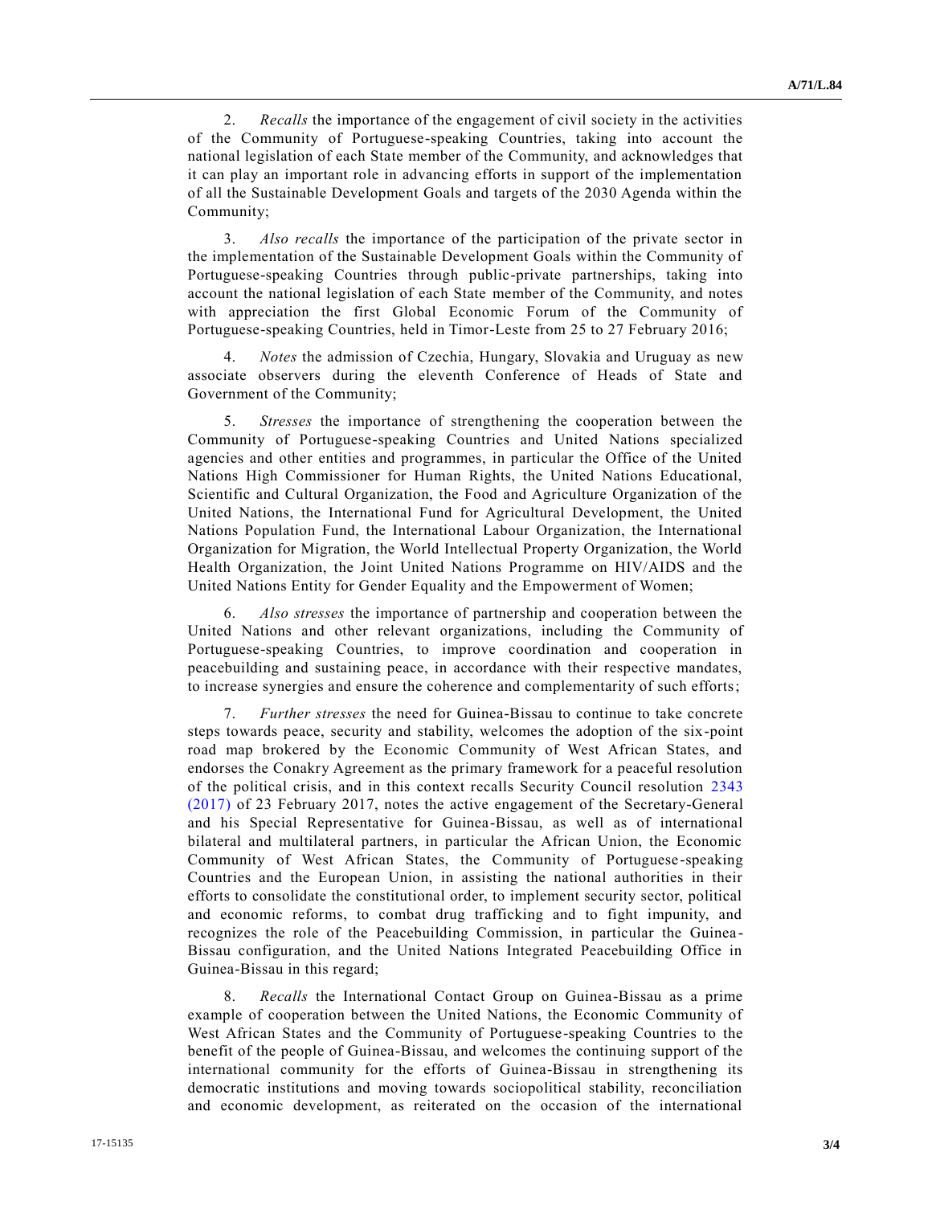2. *Recalls* the importance of the engagement of civil society in the activities of the Community of Portuguese-speaking Countries, taking into account the national legislation of each State member of the Community, and acknowledges that it can play an important role in advancing efforts in support of the implementation of all the Sustainable Development Goals and targets of the 2030 Agenda within the Community;

3. *Also recalls* the importance of the participation of the private sector in the implementation of the Sustainable Development Goals within the Community of Portuguese-speaking Countries through public-private partnerships, taking into account the national legislation of each State member of the Community, and notes with appreciation the first Global Economic Forum of the Community of Portuguese-speaking Countries, held in Timor-Leste from 25 to 27 February 2016;

4. *Notes* the admission of Czechia, Hungary, Slovakia and Uruguay as new associate observers during the eleventh Conference of Heads of State and Government of the Community;

5. *Stresses* the importance of strengthening the cooperation between the Community of Portuguese-speaking Countries and United Nations specialized agencies and other entities and programmes, in particular the Office of the United Nations High Commissioner for Human Rights, the United Nations Educational, Scientific and Cultural Organization, the Food and Agriculture Organization of the United Nations, the International Fund for Agricultural Development, the United Nations Population Fund, the International Labour Organization, the International Organization for Migration, the World Intellectual Property Organization, the World Health Organization, the Joint United Nations Programme on HIV/AIDS and the United Nations Entity for Gender Equality and the Empowerment of Women;

6. *Also stresses* the importance of partnership and cooperation between the United Nations and other relevant organizations, including the Community of Portuguese-speaking Countries, to improve coordination and cooperation in peacebuilding and sustaining peace, in accordance with their respective mandates, to increase synergies and ensure the coherence and complementarity of such efforts;

7. *Further stresses* the need for Guinea-Bissau to continue to take concrete steps towards peace, security and stability, welcomes the adoption of the six-point road map brokered by the Economic Community of West African States, and endorses the Conakry Agreement as the primary framework for a peaceful resolution of the political crisis, and in this context recalls Security Council resolution 2343 (2017) of 23 February 2017, notes the active engagement of the Secretary-General and his Special Representative for Guinea-Bissau, as well as of international bilateral and multilateral partners, in particular the African Union, the Economic Community of West African States, the Community of Portuguese-speaking Countries and the European Union, in assisting the national authorities in their efforts to consolidate the constitutional order, to implement security sector, political and economic reforms, to combat drug trafficking and to fight impunity, and recognizes the role of the Peacebuilding Commission, in particular the Guinea-Bissau configuration, and the United Nations Integrated Peacebuilding Office in Guinea-Bissau in this regard;

8. *Recalls* the International Contact Group on Guinea-Bissau as a prime example of cooperation between the United Nations, the Economic Community of West African States and the Community of Portuguese-speaking Countries to the benefit of the people of Guinea-Bissau, and welcomes the continuing support of the international community for the efforts of Guinea-Bissau in strengthening its democratic institutions and moving towards sociopolitical stability, reconciliation and economic development, as reiterated on the occasion of the international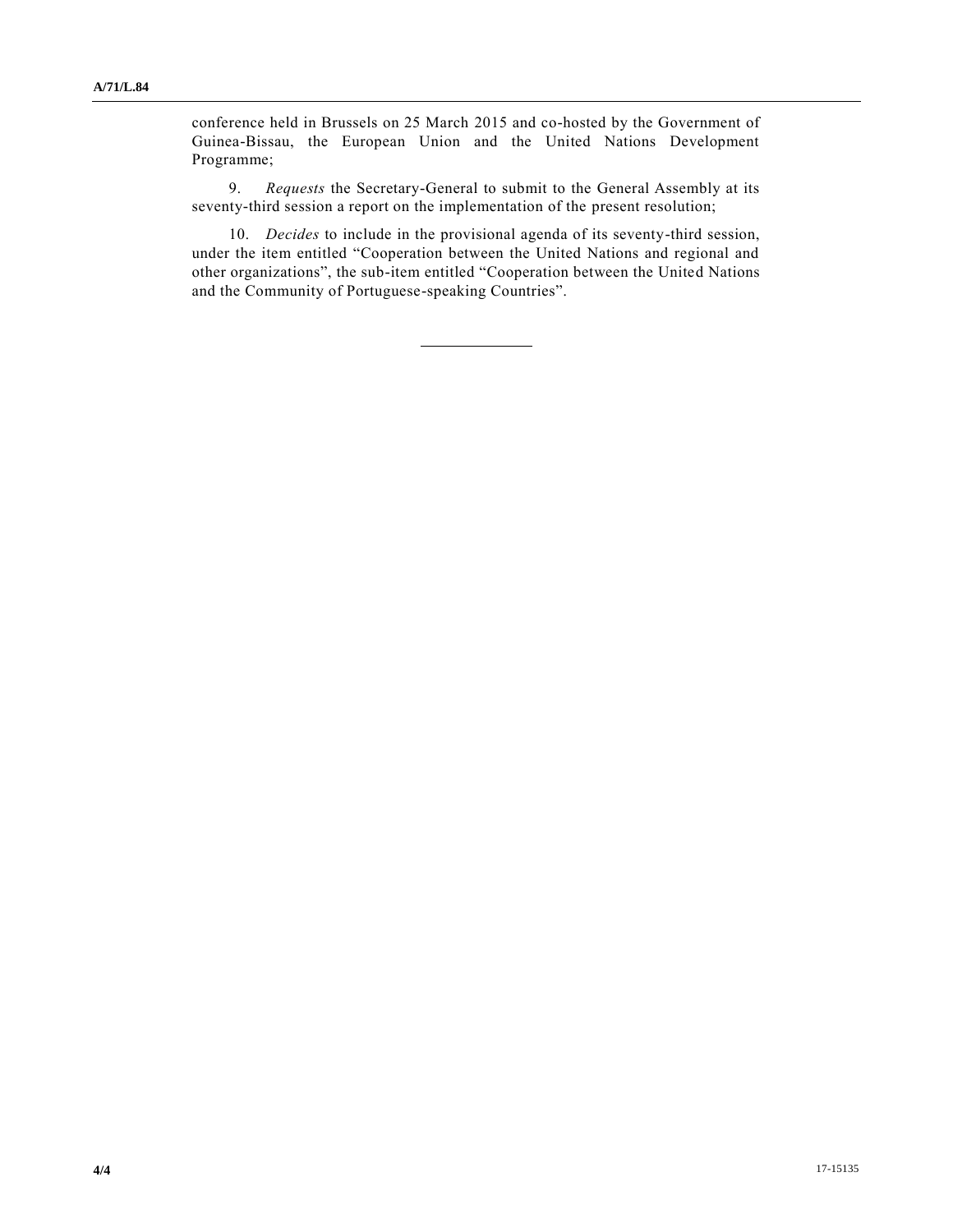conference held in Brussels on 25 March 2015 and co-hosted by the Government of Guinea-Bissau, the European Union and the United Nations Development Programme;

9. *Requests* the Secretary-General to submit to the General Assembly at its seventy-third session a report on the implementation of the present resolution;

10. *Decides* to include in the provisional agenda of its seventy-third session, under the item entitled "Cooperation between the United Nations and regional and other organizations", the sub-item entitled "Cooperation between the United Nations and the Community of Portuguese-speaking Countries".